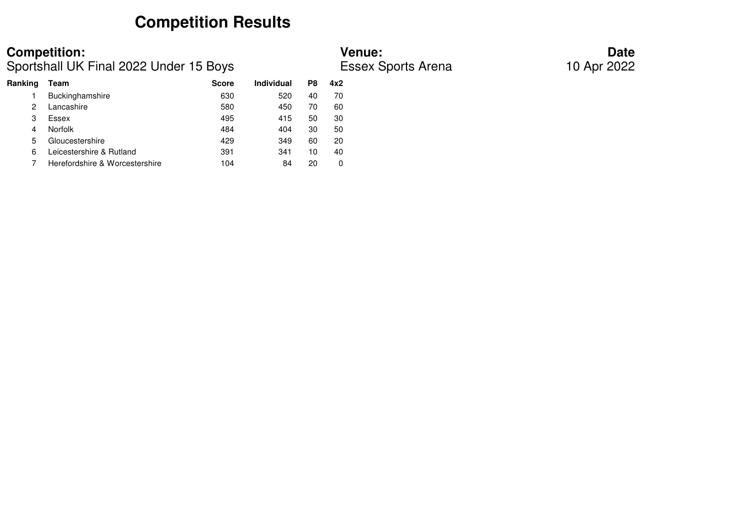# Competition Results

**Competition:**
Sportshall UK Final 2022 Under 15 Boys

**Venue:**
Essex Sports Arena

**Date**
10 Apr 2022

| Ranking | Team | Score | Individual | P8 | 4x2 |
|---|---|---|---|---|---|
| 1 | Buckinghamshire | 630 | 520 | 40 | 70 |
| 2 | Lancashire | 580 | 450 | 70 | 60 |
| 3 | Essex | 495 | 415 | 50 | 30 |
| 4 | Norfolk | 484 | 404 | 30 | 50 |
| 5 | Gloucestershire | 429 | 349 | 60 | 20 |
| 6 | Leicestershire & Rutland | 391 | 341 | 10 | 40 |
| 7 | Herefordshire & Worcestershire | 104 | 84 | 20 | 0 |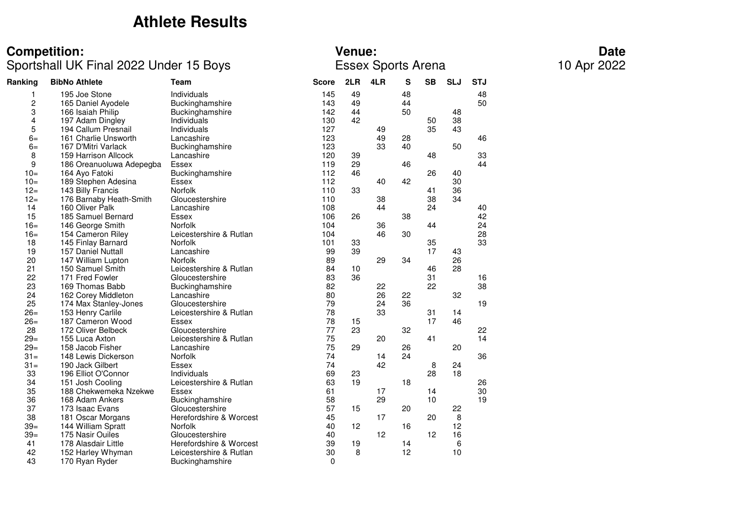# Athlete Results

**Competition:**
Sportshall UK Final 2022 Under 15 Boys

**Venue:**
Essex Sports Arena

**Date**
10 Apr 2022

| Ranking | BibNo | Athlete | Team | Score | 2LR | 4LR | S | SB | SLJ | STJ |
|---|---|---|---|---|---|---|---|---|---|---|
| 1 | 195 | Joe Stone | Individuals | 145 | 49 | | 48 | | | 48 |
| 2 | 165 | Daniel Ayodele | Buckinghamshire | 143 | 49 | | 44 | | | 50 |
| 3 | 166 | Isaiah Philip | Buckinghamshire | 142 | 44 | | 50 | | 48 | |
| 4 | 197 | Adam Dingley | Individuals | 130 | 42 | | | 50 | 38 | |
| 5 | 194 | Callum Presnail | Individuals | 127 | | 49 | | 35 | 43 | |
| 6= | 161 | Charlie Unsworth | Lancashire | 123 | | 49 | 28 | | | 46 |
| 6= | 167 | D'Mitri Varlack | Buckinghamshire | 123 | | 33 | 40 | | 50 | |
| 8 | 159 | Harrison Allcock | Lancashire | 120 | 39 | | | 48 | | 33 |
| 9 | 186 | Oreanuoluwa Adepegba | Essex | 119 | 29 | | 46 | | | 44 |
| 10= | 164 | Ayo Fatoki | Buckinghamshire | 112 | 46 | | | 26 | 40 | |
| 10= | 189 | Stephen Adesina | Essex | 112 | | 40 | 42 | | 30 | |
| 12= | 143 | Billy Francis | Norfolk | 110 | 33 | | | 41 | 36 | |
| 12= | 176 | Barnaby Heath-Smith | Gloucestershire | 110 | | 38 | | 38 | 34 | |
| 14 | 160 | Oliver Palk | Lancashire | 108 | | 44 | | 24 | | 40 |
| 15 | 185 | Samuel Bernard | Essex | 106 | 26 | | 38 | | | 42 |
| 16= | 146 | George Smith | Norfolk | 104 | | 36 | | 44 | | 24 |
| 16= | 154 | Cameron Riley | Leicestershire & Rutlan | 104 | | 46 | 30 | | | 28 |
| 18 | 145 | Finlay Barnard | Norfolk | 101 | 33 | | | 35 | | 33 |
| 19 | 157 | Daniel Nuttall | Lancashire | 99 | 39 | | | 17 | 43 | |
| 20 | 147 | William Lupton | Norfolk | 89 | | 29 | 34 | | 26 | |
| 21 | 150 | Samuel Smith | Leicestershire & Rutlan | 84 | 10 | | | 46 | 28 | |
| 22 | 171 | Fred Fowler | Gloucestershire | 83 | 36 | | | 31 | | 16 |
| 23 | 169 | Thomas Babb | Buckinghamshire | 82 | | 22 | | 22 | | 38 |
| 24 | 162 | Corey Middleton | Lancashire | 80 | | 26 | 22 | | 32 | |
| 25 | 174 | Max Stanley-Jones | Gloucestershire | 79 | | 24 | 36 | | | 19 |
| 26= | 153 | Henry Carlile | Leicestershire & Rutlan | 78 | | 33 | | 31 | 14 | |
| 26= | 187 | Cameron Wood | Essex | 78 | 15 | | | 17 | 46 | |
| 28 | 172 | Oliver Belbeck | Gloucestershire | 77 | 23 | | 32 | | | 22 |
| 29= | 155 | Luca Axton | Leicestershire & Rutlan | 75 | | 20 | | 41 | | 14 |
| 29= | 158 | Jacob Fisher | Lancashire | 75 | 29 | | 26 | | 20 | |
| 31= | 148 | Lewis Dickerson | Norfolk | 74 | | 14 | 24 | | | 36 |
| 31= | 190 | Jack Gilbert | Essex | 74 | | 42 | | 8 | 24 | |
| 33 | 196 | Elliot O'Connor | Individuals | 69 | 23 | | | 28 | 18 | |
| 34 | 151 | Josh Cooling | Leicestershire & Rutlan | 63 | 19 | | 18 | | | 26 |
| 35 | 188 | Chekwemeka Nzekwe | Essex | 61 | | 17 | | 14 | | 30 |
| 36 | 168 | Adam Ankers | Buckinghamshire | 58 | | 29 | | 10 | | 19 |
| 37 | 173 | Isaac Evans | Gloucestershire | 57 | 15 | | 20 | | 22 | |
| 38 | 181 | Oscar Morgans | Herefordshire & Worcest | 45 | | 17 | | 20 | 8 | |
| 39= | 144 | William Spratt | Norfolk | 40 | 12 | | 16 | | 12 | |
| 39= | 175 | Nasir Ouiles | Gloucestershire | 40 | | 12 | | 12 | 16 | |
| 41 | 178 | Alasdair Little | Herefordshire & Worcest | 39 | 19 | | 14 | | 6 | |
| 42 | 152 | Harley Whyman | Leicestershire & Rutlan | 30 | 8 | | 12 | | 10 | |
| 43 | 170 | Ryan Ryder | Buckinghamshire | 0 | | | | | | |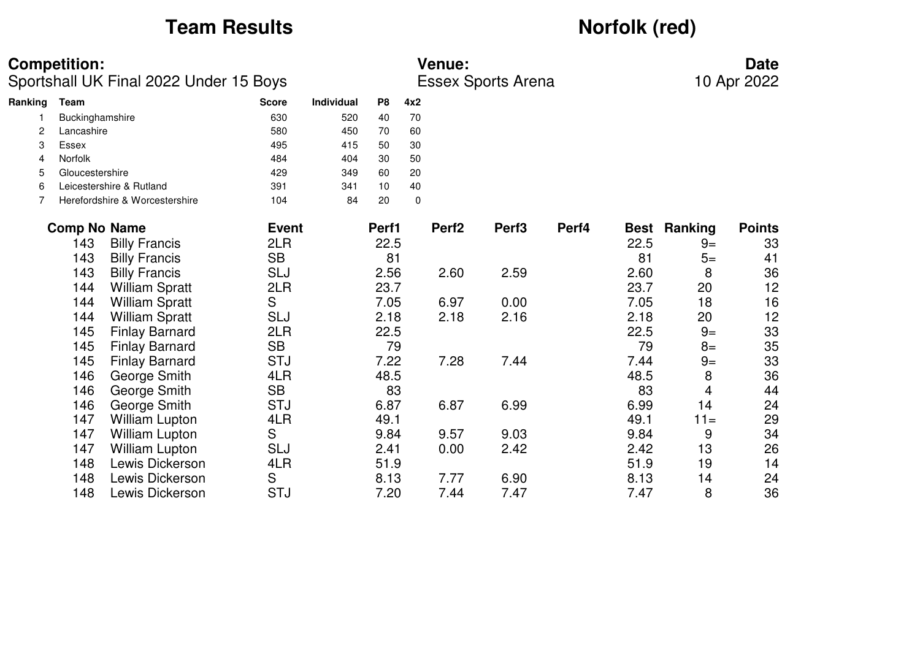# Team Results

# Norfolk (red)

**Competition:**
Sportshall UK Final 2022 Under 15 Boys

**Venue:**
Essex Sports Arena

**Date**
10 Apr 2022

| Ranking | Team | Score | Individual | P8 | 4x2 |
|---|---|---|---|---|---|
| 1 | Buckinghamshire | 630 | 520 | 40 | 70 |
| 2 | Lancashire | 580 | 450 | 70 | 60 |
| 3 | Essex | 495 | 415 | 50 | 30 |
| 4 | Norfolk | 484 | 404 | 30 | 50 |
| 5 | Gloucestershire | 429 | 349 | 60 | 20 |
| 6 | Leicestershire & Rutland | 391 | 341 | 10 | 40 |
| 7 | Herefordshire & Worcestershire | 104 | 84 | 20 | 0 |

| Comp No | Name | Event | Perf1 | Perf2 | Perf3 | Perf4 | Best | Ranking | Points |
|---|---|---|---|---|---|---|---|---|---|
| 143 | Billy Francis | 2LR | 22.5 | | | | 22.5 | 9= | 33 |
| 143 | Billy Francis | SB | 81 | | | | 81 | 5= | 41 |
| 143 | Billy Francis | SLJ | 2.56 | 2.60 | 2.59 | | 2.60 | 8 | 36 |
| 144 | William Spratt | 2LR | 23.7 | | | | 23.7 | 20 | 12 |
| 144 | William Spratt | S | 7.05 | 6.97 | 0.00 | | 7.05 | 18 | 16 |
| 144 | William Spratt | SLJ | 2.18 | 2.18 | 2.16 | | 2.18 | 20 | 12 |
| 145 | Finlay Barnard | 2LR | 22.5 | | | | 22.5 | 9= | 33 |
| 145 | Finlay Barnard | SB | 79 | | | | 79 | 8= | 35 |
| 145 | Finlay Barnard | STJ | 7.22 | 7.28 | 7.44 | | 7.44 | 9= | 33 |
| 146 | George Smith | 4LR | 48.5 | | | | 48.5 | 8 | 36 |
| 146 | George Smith | SB | 83 | | | | 83 | 4 | 44 |
| 146 | George Smith | STJ | 6.87 | 6.87 | 6.99 | | 6.99 | 14 | 24 |
| 147 | William Lupton | 4LR | 49.1 | | | | 49.1 | 11= | 29 |
| 147 | William Lupton | S | 9.84 | 9.57 | 9.03 | | 9.84 | 9 | 34 |
| 147 | William Lupton | SLJ | 2.41 | 0.00 | 2.42 | | 2.42 | 13 | 26 |
| 148 | Lewis Dickerson | 4LR | 51.9 | | | | 51.9 | 19 | 14 |
| 148 | Lewis Dickerson | S | 8.13 | 7.77 | 6.90 | | 8.13 | 14 | 24 |
| 148 | Lewis Dickerson | STJ | 7.20 | 7.44 | 7.47 | | 7.47 | 8 | 36 |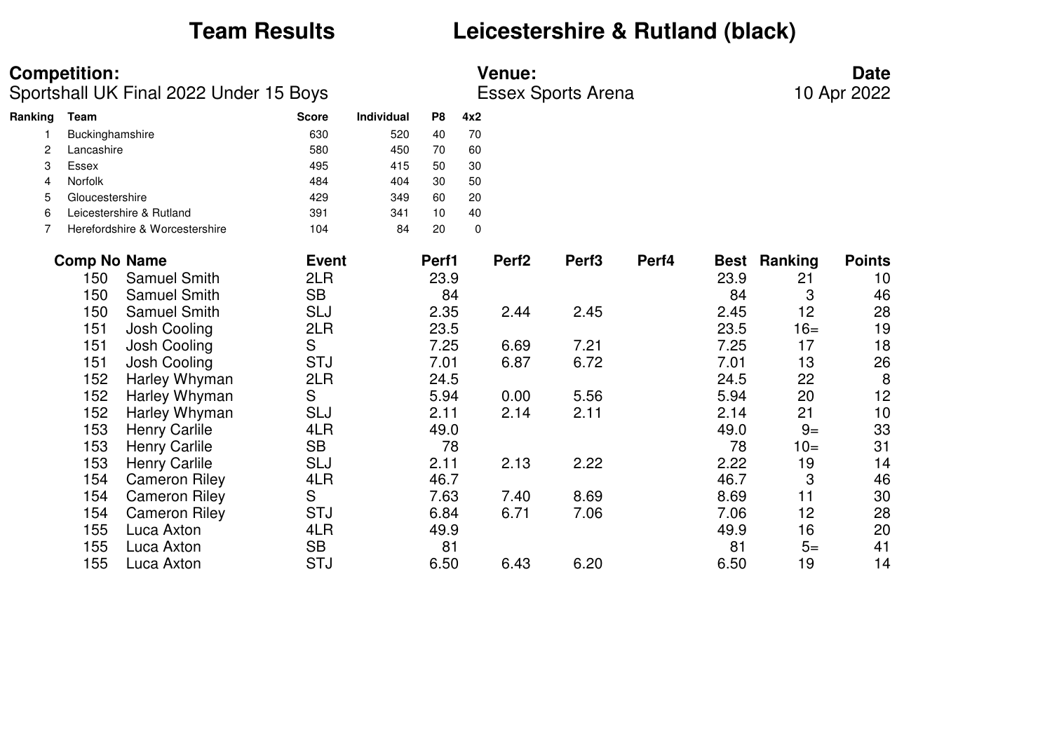# Team Results Leicestershire & Rutland (black)

**Competition:**
Sportshall UK Final 2022 Under 15 Boys

**Venue:**
Essex Sports Arena

**Date**
10 Apr 2022

| Ranking | Team | Score | Individual | P8 | 4x2 |
|---|---|---|---|---|---|
| 1 | Buckinghamshire | 630 | 520 | 40 | 70 |
| 2 | Lancashire | 580 | 450 | 70 | 60 |
| 3 | Essex | 495 | 415 | 50 | 30 |
| 4 | Norfolk | 484 | 404 | 30 | 50 |
| 5 | Gloucestershire | 429 | 349 | 60 | 20 |
| 6 | Leicestershire & Rutland | 391 | 341 | 10 | 40 |
| 7 | Herefordshire & Worcestershire | 104 | 84 | 20 | 0 |

| Comp No | Name | Event | Perf1 | Perf2 | Perf3 | Perf4 | Best | Ranking | Points |
|---|---|---|---|---|---|---|---|---|---|
| 150 | Samuel Smith | 2LR | 23.9 | | | | 23.9 | 21 | 10 |
| 150 | Samuel Smith | SB | 84 | | | | 84 | 3 | 46 |
| 150 | Samuel Smith | SLJ | 2.35 | 2.44 | 2.45 | | 2.45 | 12 | 28 |
| 151 | Josh Cooling | 2LR | 23.5 | | | | 23.5 | 16= | 19 |
| 151 | Josh Cooling | S | 7.25 | 6.69 | 7.21 | | 7.25 | 17 | 18 |
| 151 | Josh Cooling | STJ | 7.01 | 6.87 | 6.72 | | 7.01 | 13 | 26 |
| 152 | Harley Whyman | 2LR | 24.5 | | | | 24.5 | 22 | 8 |
| 152 | Harley Whyman | S | 5.94 | 0.00 | 5.56 | | 5.94 | 20 | 12 |
| 152 | Harley Whyman | SLJ | 2.11 | 2.14 | 2.11 | | 2.14 | 21 | 10 |
| 153 | Henry Carlile | 4LR | 49.0 | | | | 49.0 | 9= | 33 |
| 153 | Henry Carlile | SB | 78 | | | | 78 | 10= | 31 |
| 153 | Henry Carlile | SLJ | 2.11 | 2.13 | 2.22 | | 2.22 | 19 | 14 |
| 154 | Cameron Riley | 4LR | 46.7 | | | | 46.7 | 3 | 46 |
| 154 | Cameron Riley | S | 7.63 | 7.40 | 8.69 | | 8.69 | 11 | 30 |
| 154 | Cameron Riley | STJ | 6.84 | 6.71 | 7.06 | | 7.06 | 12 | 28 |
| 155 | Luca Axton | 4LR | 49.9 | | | | 49.9 | 16 | 20 |
| 155 | Luca Axton | SB | 81 | | | | 81 | 5= | 41 |
| 155 | Luca Axton | STJ | 6.50 | 6.43 | 6.20 | | 6.50 | 19 | 14 |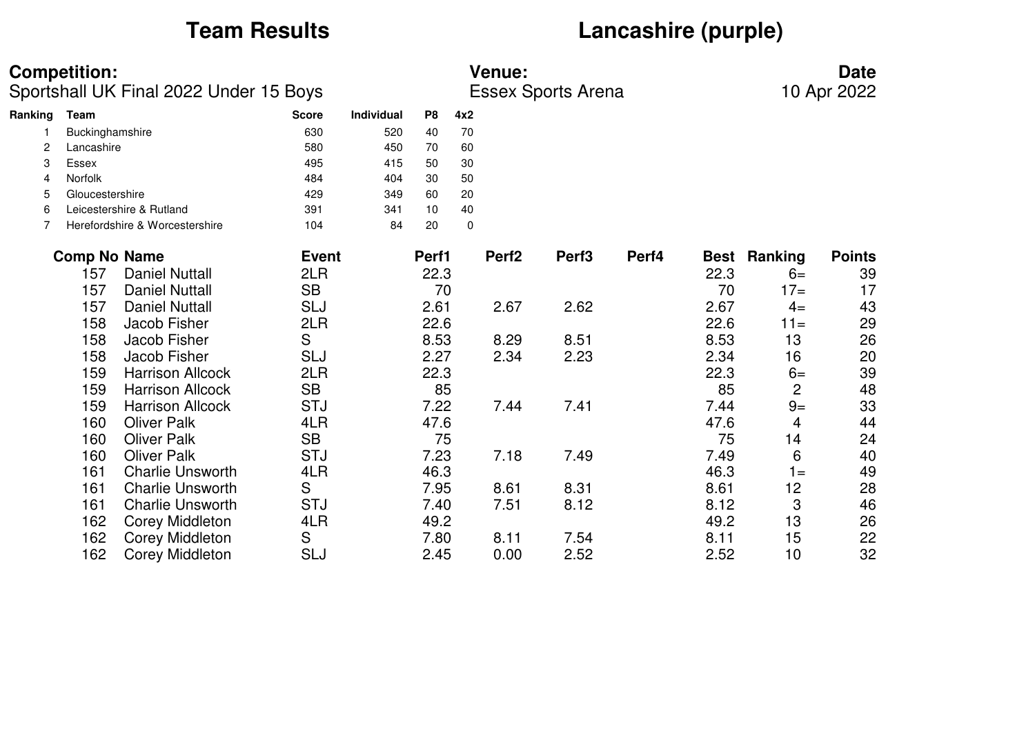# Team Results

# Lancashire (purple)

**Competition:**
Sportshall UK Final 2022 Under 15 Boys

**Venue:**
Essex Sports Arena

**Date**
10 Apr 2022

| Ranking | Team | Score | Individual | P8 | 4x2 |
|---|---|---|---|---|---|
| 1 | Buckinghamshire | 630 | 520 | 40 | 70 |
| 2 | Lancashire | 580 | 450 | 70 | 60 |
| 3 | Essex | 495 | 415 | 50 | 30 |
| 4 | Norfolk | 484 | 404 | 30 | 50 |
| 5 | Gloucestershire | 429 | 349 | 60 | 20 |
| 6 | Leicestershire & Rutland | 391 | 341 | 10 | 40 |
| 7 | Herefordshire & Worcestershire | 104 | 84 | 20 | 0 |

| Comp No | Name | Event | Perf1 | Perf2 | Perf3 | Perf4 | Best | Ranking | Points |
|---|---|---|---|---|---|---|---|---|---|
| 157 | Daniel Nuttall | 2LR | 22.3 | | | | 22.3 | 6= | 39 |
| 157 | Daniel Nuttall | SB | 70 | | | | 70 | 17= | 17 |
| 157 | Daniel Nuttall | SLJ | 2.61 | 2.67 | 2.62 | | 2.67 | 4= | 43 |
| 158 | Jacob Fisher | 2LR | 22.6 | | | | 22.6 | 11= | 29 |
| 158 | Jacob Fisher | S | 8.53 | 8.29 | 8.51 | | 8.53 | 13 | 26 |
| 158 | Jacob Fisher | SLJ | 2.27 | 2.34 | 2.23 | | 2.34 | 16 | 20 |
| 159 | Harrison Allcock | 2LR | 22.3 | | | | 22.3 | 6= | 39 |
| 159 | Harrison Allcock | SB | 85 | | | | 85 | 2 | 48 |
| 159 | Harrison Allcock | STJ | 7.22 | 7.44 | 7.41 | | 7.44 | 9= | 33 |
| 160 | Oliver Palk | 4LR | 47.6 | | | | 47.6 | 4 | 44 |
| 160 | Oliver Palk | SB | 75 | | | | 75 | 14 | 24 |
| 160 | Oliver Palk | STJ | 7.23 | 7.18 | 7.49 | | 7.49 | 6 | 40 |
| 161 | Charlie Unsworth | 4LR | 46.3 | | | | 46.3 | 1= | 49 |
| 161 | Charlie Unsworth | S | 7.95 | 8.61 | 8.31 | | 8.61 | 12 | 28 |
| 161 | Charlie Unsworth | STJ | 7.40 | 7.51 | 8.12 | | 8.12 | 3 | 46 |
| 162 | Corey Middleton | 4LR | 49.2 | | | | 49.2 | 13 | 26 |
| 162 | Corey Middleton | S | 7.80 | 8.11 | 7.54 | | 8.11 | 15 | 22 |
| 162 | Corey Middleton | SLJ | 2.45 | 0.00 | 2.52 | | 2.52 | 10 | 32 |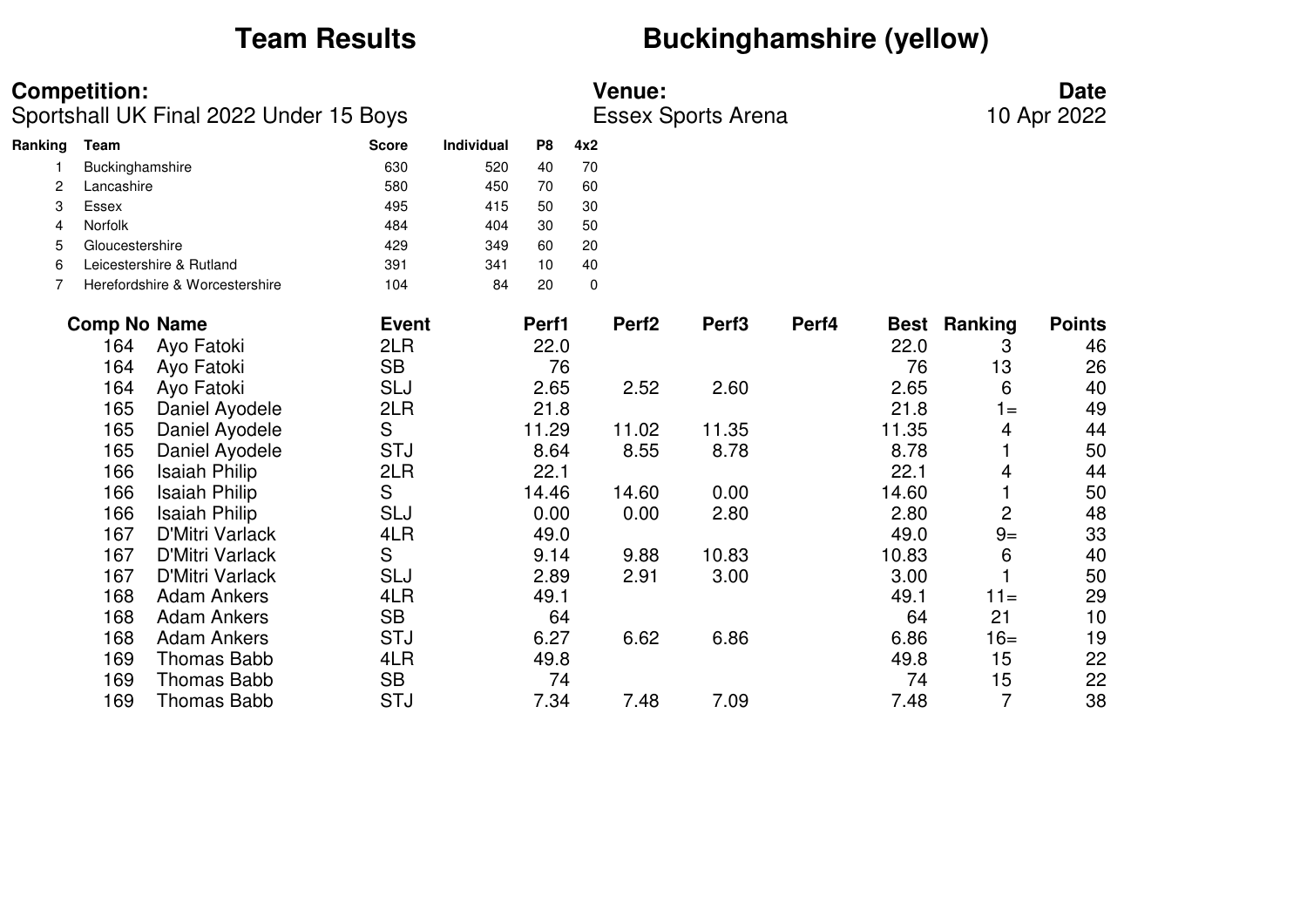# Team Results

# Buckinghamshire (yellow)

**Competition:**
Sportshall UK Final 2022 Under 15 Boys

**Venue:**
Essex Sports Arena

**Date**
10 Apr 2022

| Ranking | Team | Score | Individual | P8 | 4x2 |
|---|---|---|---|---|---|
| 1 | Buckinghamshire | 630 | 520 | 40 | 70 |
| 2 | Lancashire | 580 | 450 | 70 | 60 |
| 3 | Essex | 495 | 415 | 50 | 30 |
| 4 | Norfolk | 484 | 404 | 30 | 50 |
| 5 | Gloucestershire | 429 | 349 | 60 | 20 |
| 6 | Leicestershire & Rutland | 391 | 341 | 10 | 40 |
| 7 | Herefordshire & Worcestershire | 104 | 84 | 20 | 0 |

| Comp No | Name | Event | Perf1 | Perf2 | Perf3 | Perf4 | Best | Ranking | Points |
|---|---|---|---|---|---|---|---|---|---|
| 164 | Ayo Fatoki | 2LR | 22.0 | | | | 22.0 | 3 | 46 |
| 164 | Ayo Fatoki | SB | 76 | | | | 76 | 13 | 26 |
| 164 | Ayo Fatoki | SLJ | 2.65 | 2.52 | 2.60 | | 2.65 | 6 | 40 |
| 165 | Daniel Ayodele | 2LR | 21.8 | | | | 21.8 | 1= | 49 |
| 165 | Daniel Ayodele | S | 11.29 | 11.02 | 11.35 | | 11.35 | 4 | 44 |
| 165 | Daniel Ayodele | STJ | 8.64 | 8.55 | 8.78 | | 8.78 | 1 | 50 |
| 166 | Isaiah Philip | 2LR | 22.1 | | | | 22.1 | 4 | 44 |
| 166 | Isaiah Philip | S | 14.46 | 14.60 | 0.00 | | 14.60 | 1 | 50 |
| 166 | Isaiah Philip | SLJ | 0.00 | 0.00 | 2.80 | | 2.80 | 2 | 48 |
| 167 | D'Mitri Varlack | 4LR | 49.0 | | | | 49.0 | 9= | 33 |
| 167 | D'Mitri Varlack | S | 9.14 | 9.88 | 10.83 | | 10.83 | 6 | 40 |
| 167 | D'Mitri Varlack | SLJ | 2.89 | 2.91 | 3.00 | | 3.00 | 1 | 50 |
| 168 | Adam Ankers | 4LR | 49.1 | | | | 49.1 | 11= | 29 |
| 168 | Adam Ankers | SB | 64 | | | | 64 | 21 | 10 |
| 168 | Adam Ankers | STJ | 6.27 | 6.62 | 6.86 | | 6.86 | 16= | 19 |
| 169 | Thomas Babb | 4LR | 49.8 | | | | 49.8 | 15 | 22 |
| 169 | Thomas Babb | SB | 74 | | | | 74 | 15 | 22 |
| 169 | Thomas Babb | STJ | 7.34 | 7.48 | 7.09 | | 7.48 | 7 | 38 |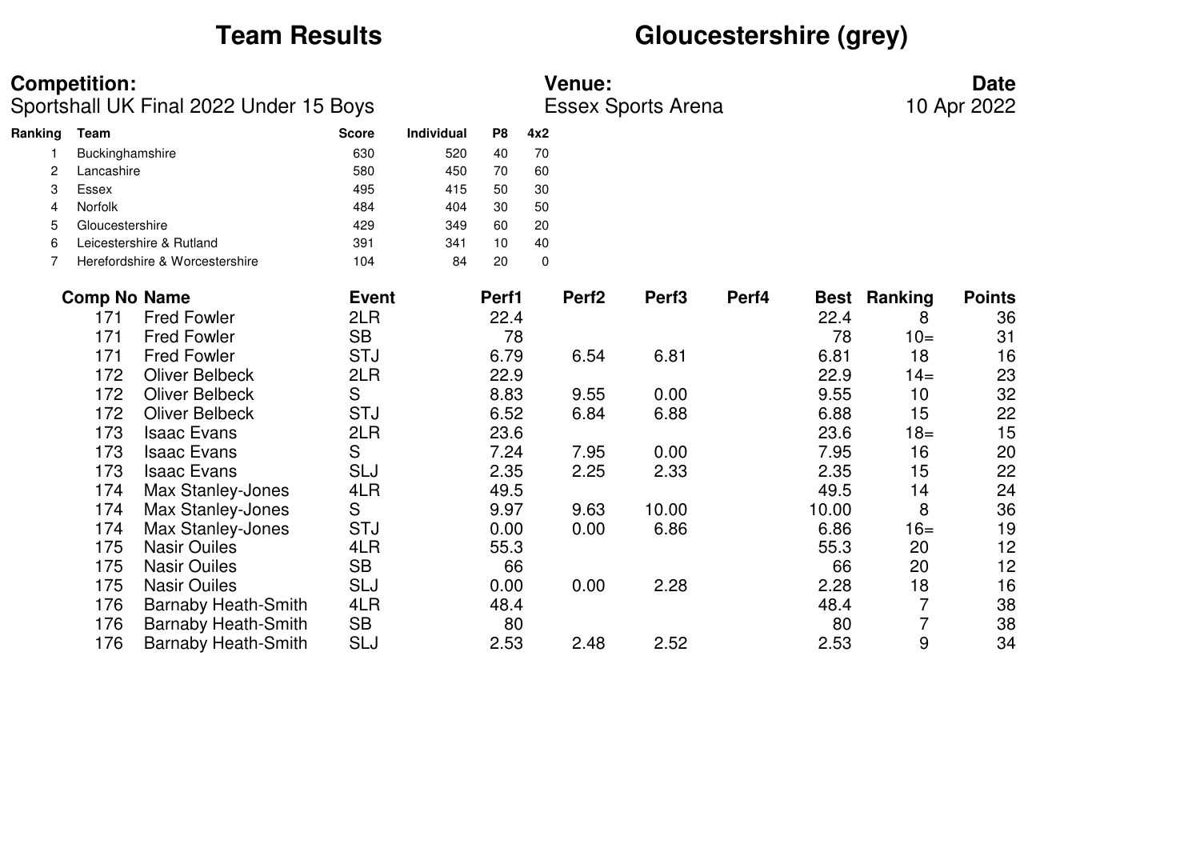# Team Results

# Gloucestershire (grey)

**Competition:**
Sportshall UK Final 2022 Under 15 Boys

**Venue:**
Essex Sports Arena

**Date**
10 Apr 2022

| Ranking | Team | Score | Individual | P8 | 4x2 |
|---|---|---|---|---|---|
| 1 | Buckinghamshire | 630 | 520 | 40 | 70 |
| 2 | Lancashire | 580 | 450 | 70 | 60 |
| 3 | Essex | 495 | 415 | 50 | 30 |
| 4 | Norfolk | 484 | 404 | 30 | 50 |
| 5 | Gloucestershire | 429 | 349 | 60 | 20 |
| 6 | Leicestershire & Rutland | 391 | 341 | 10 | 40 |
| 7 | Herefordshire & Worcestershire | 104 | 84 | 20 | 0 |

| Comp No | Name | Event | Perf1 | Perf2 | Perf3 | Perf4 | Best | Ranking | Points |
|---|---|---|---|---|---|---|---|---|---|
| 171 | Fred Fowler | 2LR | 22.4 | | | | 22.4 | 8 | 36 |
| 171 | Fred Fowler | SB | 78 | | | | 78 | 10= | 31 |
| 171 | Fred Fowler | STJ | 6.79 | 6.54 | 6.81 | | 6.81 | 18 | 16 |
| 172 | Oliver Belbeck | 2LR | 22.9 | | | | 22.9 | 14= | 23 |
| 172 | Oliver Belbeck | S | 8.83 | 9.55 | 0.00 | | 9.55 | 10 | 32 |
| 172 | Oliver Belbeck | STJ | 6.52 | 6.84 | 6.88 | | 6.88 | 15 | 22 |
| 173 | Isaac Evans | 2LR | 23.6 | | | | 23.6 | 18= | 15 |
| 173 | Isaac Evans | S | 7.24 | 7.95 | 0.00 | | 7.95 | 16 | 20 |
| 173 | Isaac Evans | SLJ | 2.35 | 2.25 | 2.33 | | 2.35 | 15 | 22 |
| 174 | Max Stanley-Jones | 4LR | 49.5 | | | | 49.5 | 14 | 24 |
| 174 | Max Stanley-Jones | S | 9.97 | 9.63 | 10.00 | | 10.00 | 8 | 36 |
| 174 | Max Stanley-Jones | STJ | 0.00 | 0.00 | 6.86 | | 6.86 | 16= | 19 |
| 175 | Nasir Ouiles | 4LR | 55.3 | | | | 55.3 | 20 | 12 |
| 175 | Nasir Ouiles | SB | 66 | | | | 66 | 20 | 12 |
| 175 | Nasir Ouiles | SLJ | 0.00 | 0.00 | 2.28 | | 2.28 | 18 | 16 |
| 176 | Barnaby Heath-Smith | 4LR | 48.4 | | | | 48.4 | 7 | 38 |
| 176 | Barnaby Heath-Smith | SB | 80 | | | | 80 | 7 | 38 |
| 176 | Barnaby Heath-Smith | SLJ | 2.53 | 2.48 | 2.52 | | 2.53 | 9 | 34 |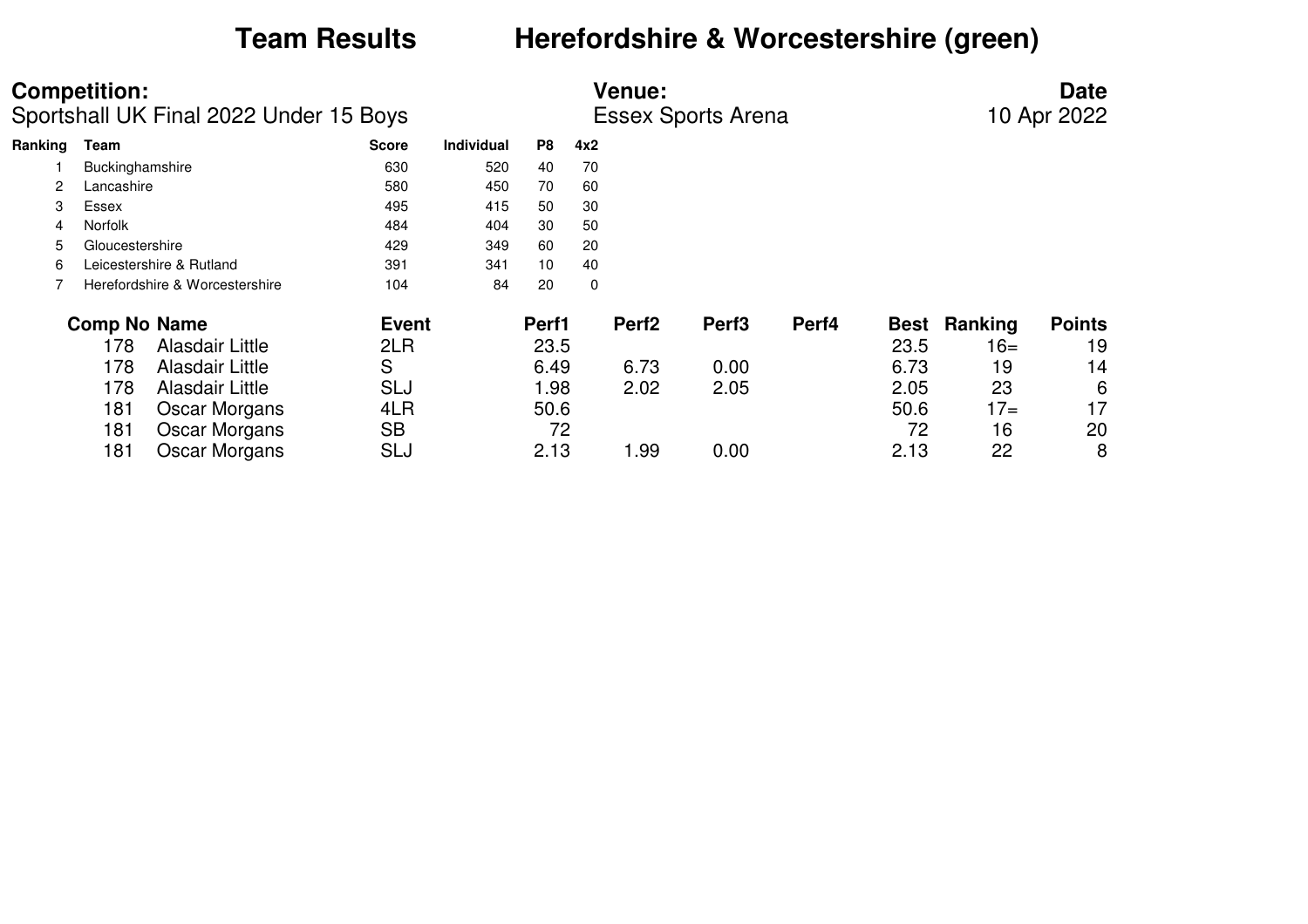# Team Results Herefordshire & Worcestershire (green)

**Competition:**
Sportshall UK Final 2022 Under 15 Boys

**Venue:**
Essex Sports Arena

**Date**
10 Apr 2022

| Ranking | Team | Score | Individual | P8 | 4x2 |
|---|---|---|---|---|---|
| 1 | Buckinghamshire | 630 | 520 | 40 | 70 |
| 2 | Lancashire | 580 | 450 | 70 | 60 |
| 3 | Essex | 495 | 415 | 50 | 30 |
| 4 | Norfolk | 484 | 404 | 30 | 50 |
| 5 | Gloucestershire | 429 | 349 | 60 | 20 |
| 6 | Leicestershire & Rutland | 391 | 341 | 10 | 40 |
| 7 | Herefordshire & Worcestershire | 104 | 84 | 20 | 0 |

| Comp No | Name | Event | Perf1 | Perf2 | Perf3 | Perf4 | Best | Ranking | Points |
|---|---|---|---|---|---|---|---|---|---|
| 178 | Alasdair Little | 2LR | 23.5 | | | | 23.5 | 16= | 19 |
| 178 | Alasdair Little | S | 6.49 | 6.73 | 0.00 | | 6.73 | 19 | 14 |
| 178 | Alasdair Little | SLJ | 1.98 | 2.02 | 2.05 | | 2.05 | 23 | 6 |
| 181 | Oscar Morgans | 4LR | 50.6 | | | | 50.6 | 17= | 17 |
| 181 | Oscar Morgans | SB | 72 | | | | 72 | 16 | 20 |
| 181 | Oscar Morgans | SLJ | 2.13 | 1.99 | 0.00 | | 2.13 | 22 | 8 |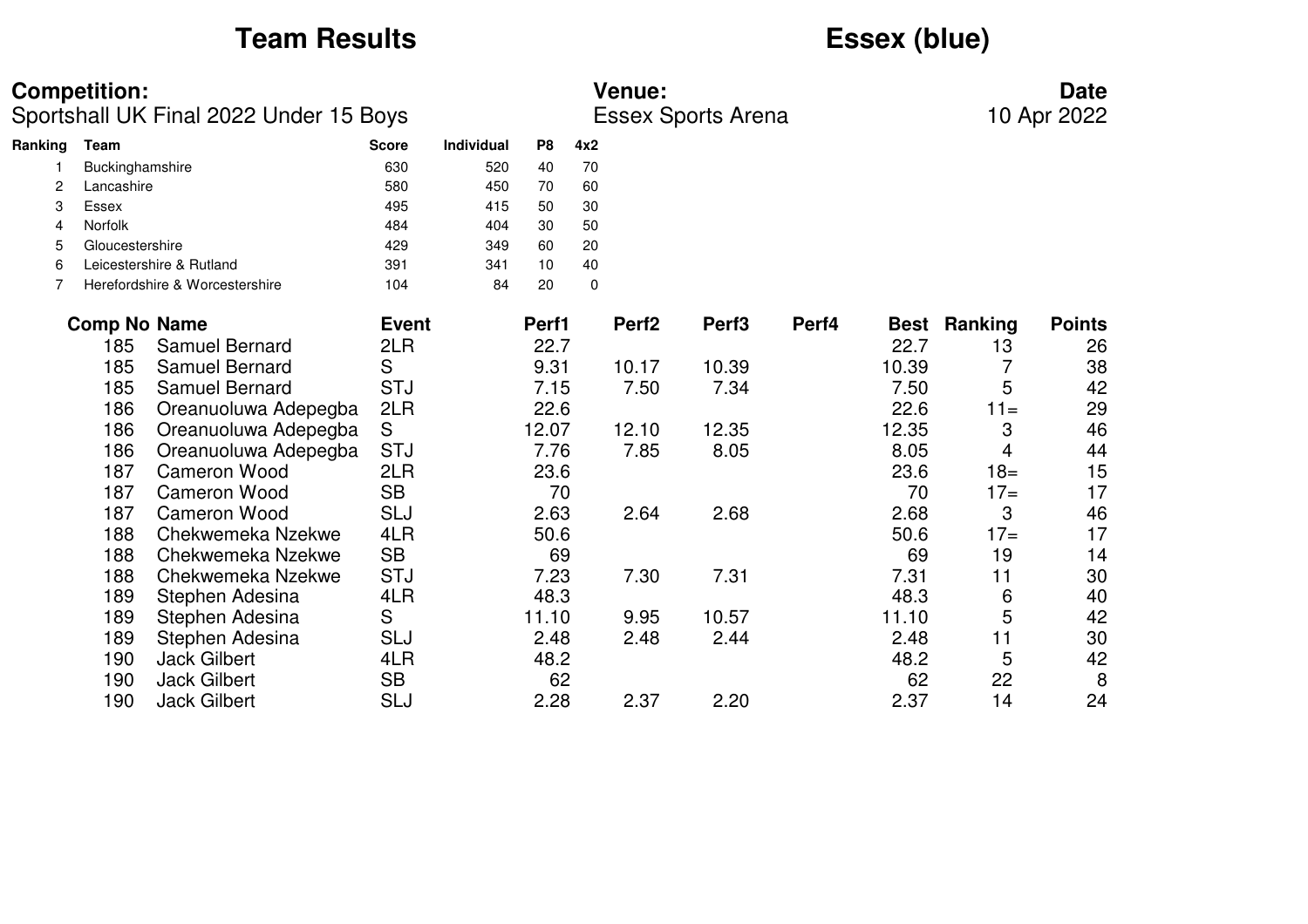# Team Results

# Essex (blue)

**Competition:**
Sportshall UK Final 2022 Under 15 Boys

**Venue:**
Essex Sports Arena

**Date**
10 Apr 2022

| Ranking | Team | Score | Individual | P8 | 4x2 |
|---|---|---|---|---|---|
| 1 | Buckinghamshire | 630 | 520 | 40 | 70 |
| 2 | Lancashire | 580 | 450 | 70 | 60 |
| 3 | Essex | 495 | 415 | 50 | 30 |
| 4 | Norfolk | 484 | 404 | 30 | 50 |
| 5 | Gloucestershire | 429 | 349 | 60 | 20 |
| 6 | Leicestershire & Rutland | 391 | 341 | 10 | 40 |
| 7 | Herefordshire & Worcestershire | 104 | 84 | 20 | 0 |

| Comp No | Name | Event | Perf1 | Perf2 | Perf3 | Perf4 | Best | Ranking | Points |
|---|---|---|---|---|---|---|---|---|---|
| 185 | Samuel Bernard | 2LR | 22.7 | | | | 22.7 | 13 | 26 |
| 185 | Samuel Bernard | S | 9.31 | 10.17 | 10.39 | | 10.39 | 7 | 38 |
| 185 | Samuel Bernard | STJ | 7.15 | 7.50 | 7.34 | | 7.50 | 5 | 42 |
| 186 | Oreanuoluwa Adepegba | 2LR | 22.6 | | | | 22.6 | 11= | 29 |
| 186 | Oreanuoluwa Adepegba | S | 12.07 | 12.10 | 12.35 | | 12.35 | 3 | 46 |
| 186 | Oreanuoluwa Adepegba | STJ | 7.76 | 7.85 | 8.05 | | 8.05 | 4 | 44 |
| 187 | Cameron Wood | 2LR | 23.6 | | | | 23.6 | 18= | 15 |
| 187 | Cameron Wood | SB | 70 | | | | 70 | 17= | 17 |
| 187 | Cameron Wood | SLJ | 2.63 | 2.64 | 2.68 | | 2.68 | 3 | 46 |
| 188 | Chekwemeka Nzekwe | 4LR | 50.6 | | | | 50.6 | 17= | 17 |
| 188 | Chekwemeka Nzekwe | SB | 69 | | | | 69 | 19 | 14 |
| 188 | Chekwemeka Nzekwe | STJ | 7.23 | 7.30 | 7.31 | | 7.31 | 11 | 30 |
| 189 | Stephen Adesina | 4LR | 48.3 | | | | 48.3 | 6 | 40 |
| 189 | Stephen Adesina | S | 11.10 | 9.95 | 10.57 | | 11.10 | 5 | 42 |
| 189 | Stephen Adesina | SLJ | 2.48 | 2.48 | 2.44 | | 2.48 | 11 | 30 |
| 190 | Jack Gilbert | 4LR | 48.2 | | | | 48.2 | 5 | 42 |
| 190 | Jack Gilbert | SB | 62 | | | | 62 | 22 | 8 |
| 190 | Jack Gilbert | SLJ | 2.28 | 2.37 | 2.20 | | 2.37 | 14 | 24 |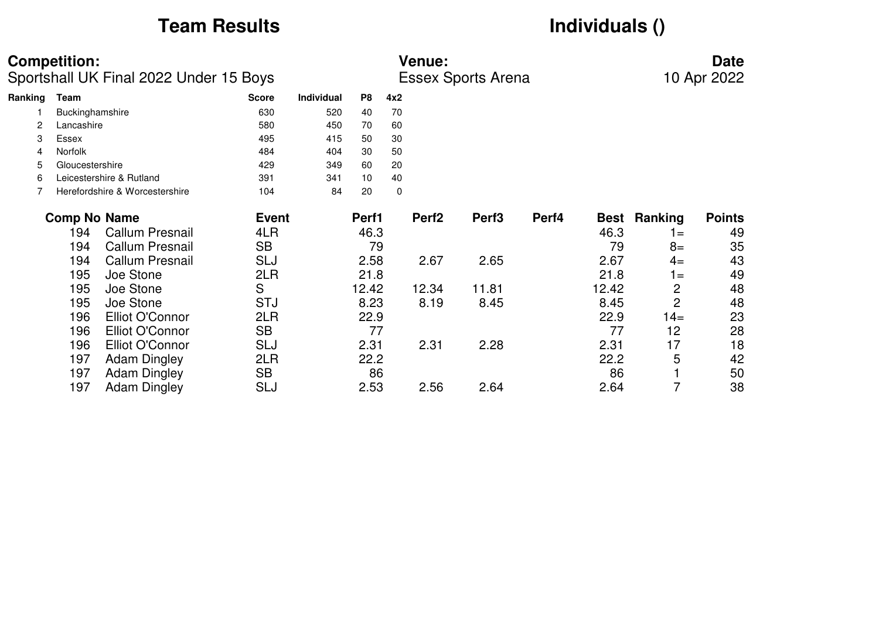# Team Results

# Individuals ()

**Competition:**
Sportshall UK Final 2022 Under 15 Boys

**Venue:**
Essex Sports Arena

**Date**
10 Apr 2022

| Ranking | Team | Score | Individual | P8 | 4x2 |
|---|---|---|---|---|---|
| 1 | Buckinghamshire | 630 | 520 | 40 | 70 |
| 2 | Lancashire | 580 | 450 | 70 | 60 |
| 3 | Essex | 495 | 415 | 50 | 30 |
| 4 | Norfolk | 484 | 404 | 30 | 50 |
| 5 | Gloucestershire | 429 | 349 | 60 | 20 |
| 6 | Leicestershire & Rutland | 391 | 341 | 10 | 40 |
| 7 | Herefordshire & Worcestershire | 104 | 84 | 20 | 0 |

| Comp No | Name | Event | Perf1 | Perf2 | Perf3 | Perf4 | Best | Ranking | Points |
|---|---|---|---|---|---|---|---|---|---|
| 194 | Callum Presnail | 4LR | 46.3 | | | | 46.3 | 1= | 49 |
| 194 | Callum Presnail | SB | 79 | | | | 79 | 8= | 35 |
| 194 | Callum Presnail | SLJ | 2.58 | 2.67 | 2.65 | | 2.67 | 4= | 43 |
| 195 | Joe Stone | 2LR | 21.8 | | | | 21.8 | 1= | 49 |
| 195 | Joe Stone | S | 12.42 | 12.34 | 11.81 | | 12.42 | 2 | 48 |
| 195 | Joe Stone | STJ | 8.23 | 8.19 | 8.45 | | 8.45 | 2 | 48 |
| 196 | Elliot O'Connor | 2LR | 22.9 | | | | 22.9 | 14= | 23 |
| 196 | Elliot O'Connor | SB | 77 | | | | 77 | 12 | 28 |
| 196 | Elliot O'Connor | SLJ | 2.31 | 2.31 | 2.28 | | 2.31 | 17 | 18 |
| 197 | Adam Dingley | 2LR | 22.2 | | | | 22.2 | 5 | 42 |
| 197 | Adam Dingley | SB | 86 | | | | 86 | 1 | 50 |
| 197 | Adam Dingley | SLJ | 2.53 | 2.56 | 2.64 | | 2.64 | 7 | 38 |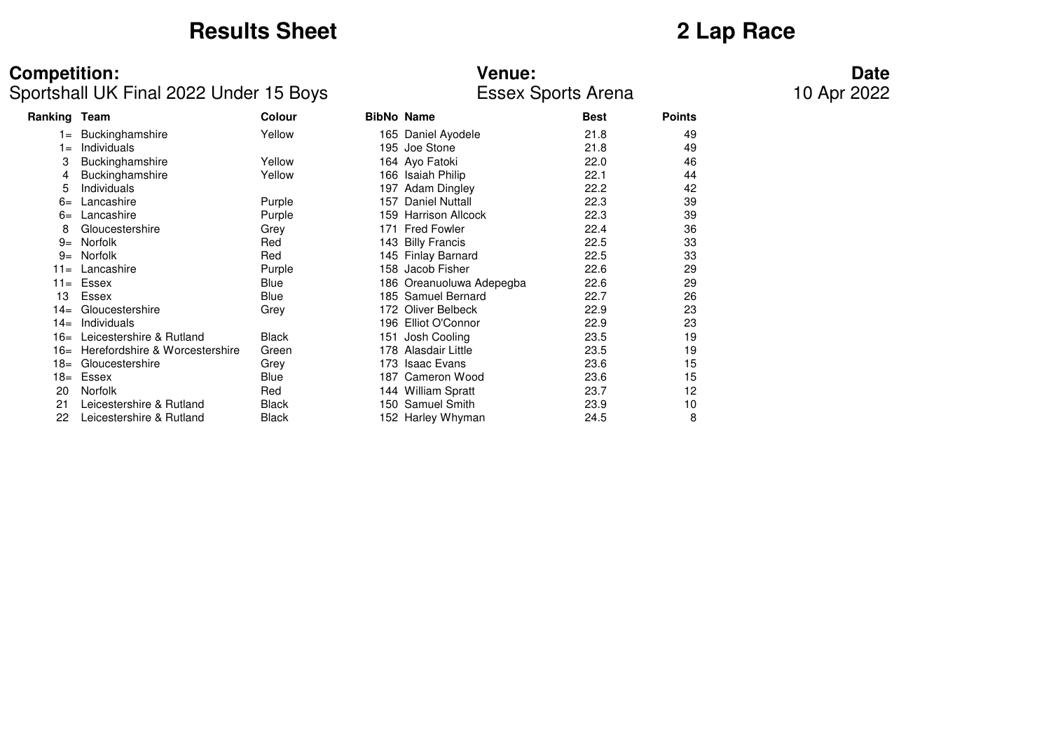# Results Sheet

# 2 Lap Race

**Competition:**
Sportshall UK Final 2022 Under 15 Boys

**Venue:**
Essex Sports Arena

**Date**
10 Apr 2022

| Ranking | Team | Colour | BibNo | Name | Best | Points |
|---|---|---|---|---|---|---|
| 1= | Buckinghamshire | Yellow | 165 | Daniel Ayodele | 21.8 | 49 |
| 1= | Individuals | | 195 | Joe Stone | 21.8 | 49 |
| 3 | Buckinghamshire | Yellow | 164 | Ayo Fatoki | 22.0 | 46 |
| 4 | Buckinghamshire | Yellow | 166 | Isaiah Philip | 22.1 | 44 |
| 5 | Individuals | | 197 | Adam Dingley | 22.2 | 42 |
| 6= | Lancashire | Purple | 157 | Daniel Nuttall | 22.3 | 39 |
| 6= | Lancashire | Purple | 159 | Harrison Allcock | 22.3 | 39 |
| 8 | Gloucestershire | Grey | 171 | Fred Fowler | 22.4 | 36 |
| 9= | Norfolk | Red | 143 | Billy Francis | 22.5 | 33 |
| 9= | Norfolk | Red | 145 | Finlay Barnard | 22.5 | 33 |
| 11= | Lancashire | Purple | 158 | Jacob Fisher | 22.6 | 29 |
| 11= | Essex | Blue | 186 | Oreanuoluwa Adepegba | 22.6 | 29 |
| 13 | Essex | Blue | 185 | Samuel Bernard | 22.7 | 26 |
| 14= | Gloucestershire | Grey | 172 | Oliver Belbeck | 22.9 | 23 |
| 14= | Individuals | | 196 | Elliot O'Connor | 22.9 | 23 |
| 16= | Leicestershire & Rutland | Black | 151 | Josh Cooling | 23.5 | 19 |
| 16= | Herefordshire & Worcestershire | Green | 178 | Alasdair Little | 23.5 | 19 |
| 18= | Gloucestershire | Grey | 173 | Isaac Evans | 23.6 | 15 |
| 18= | Essex | Blue | 187 | Cameron Wood | 23.6 | 15 |
| 20 | Norfolk | Red | 144 | William Spratt | 23.7 | 12 |
| 21 | Leicestershire & Rutland | Black | 150 | Samuel Smith | 23.9 | 10 |
| 22 | Leicestershire & Rutland | Black | 152 | Harley Whyman | 24.5 | 8 |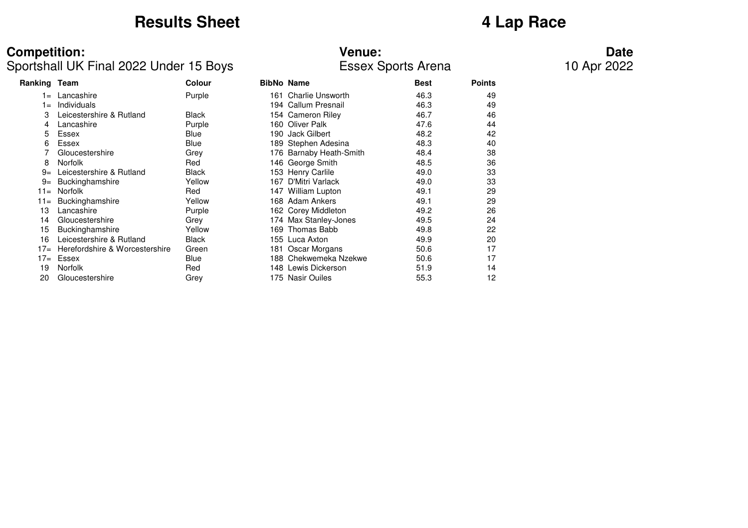# Results Sheet

# 4 Lap Race

**Competition:**
Sportshall UK Final 2022 Under 15 Boys

**Venue:**
Essex Sports Arena

**Date**
10 Apr 2022

| Ranking | Team | Colour | BibNo | Name | Best | Points |
|---|---|---|---|---|---|---|
| 1= | Lancashire | Purple | 161 | Charlie Unsworth | 46.3 | 49 |
| 1= | Individuals | | 194 | Callum Presnail | 46.3 | 49 |
| 3 | Leicestershire & Rutland | Black | 154 | Cameron Riley | 46.7 | 46 |
| 4 | Lancashire | Purple | 160 | Oliver Palk | 47.6 | 44 |
| 5 | Essex | Blue | 190 | Jack Gilbert | 48.2 | 42 |
| 6 | Essex | Blue | 189 | Stephen Adesina | 48.3 | 40 |
| 7 | Gloucestershire | Grey | 176 | Barnaby Heath-Smith | 48.4 | 38 |
| 8 | Norfolk | Red | 146 | George Smith | 48.5 | 36 |
| 9= | Leicestershire & Rutland | Black | 153 | Henry Carlile | 49.0 | 33 |
| 9= | Buckinghamshire | Yellow | 167 | D'Mitri Varlack | 49.0 | 33 |
| 11= | Norfolk | Red | 147 | William Lupton | 49.1 | 29 |
| 11= | Buckinghamshire | Yellow | 168 | Adam Ankers | 49.1 | 29 |
| 13 | Lancashire | Purple | 162 | Corey Middleton | 49.2 | 26 |
| 14 | Gloucestershire | Grey | 174 | Max Stanley-Jones | 49.5 | 24 |
| 15 | Buckinghamshire | Yellow | 169 | Thomas Babb | 49.8 | 22 |
| 16 | Leicestershire & Rutland | Black | 155 | Luca Axton | 49.9 | 20 |
| 17= | Herefordshire & Worcestershire | Green | 181 | Oscar Morgans | 50.6 | 17 |
| 17= | Essex | Blue | 188 | Chekwemeka Nzekwe | 50.6 | 17 |
| 19 | Norfolk | Red | 148 | Lewis Dickerson | 51.9 | 14 |
| 20 | Gloucestershire | Grey | 175 | Nasir Ouiles | 55.3 | 12 |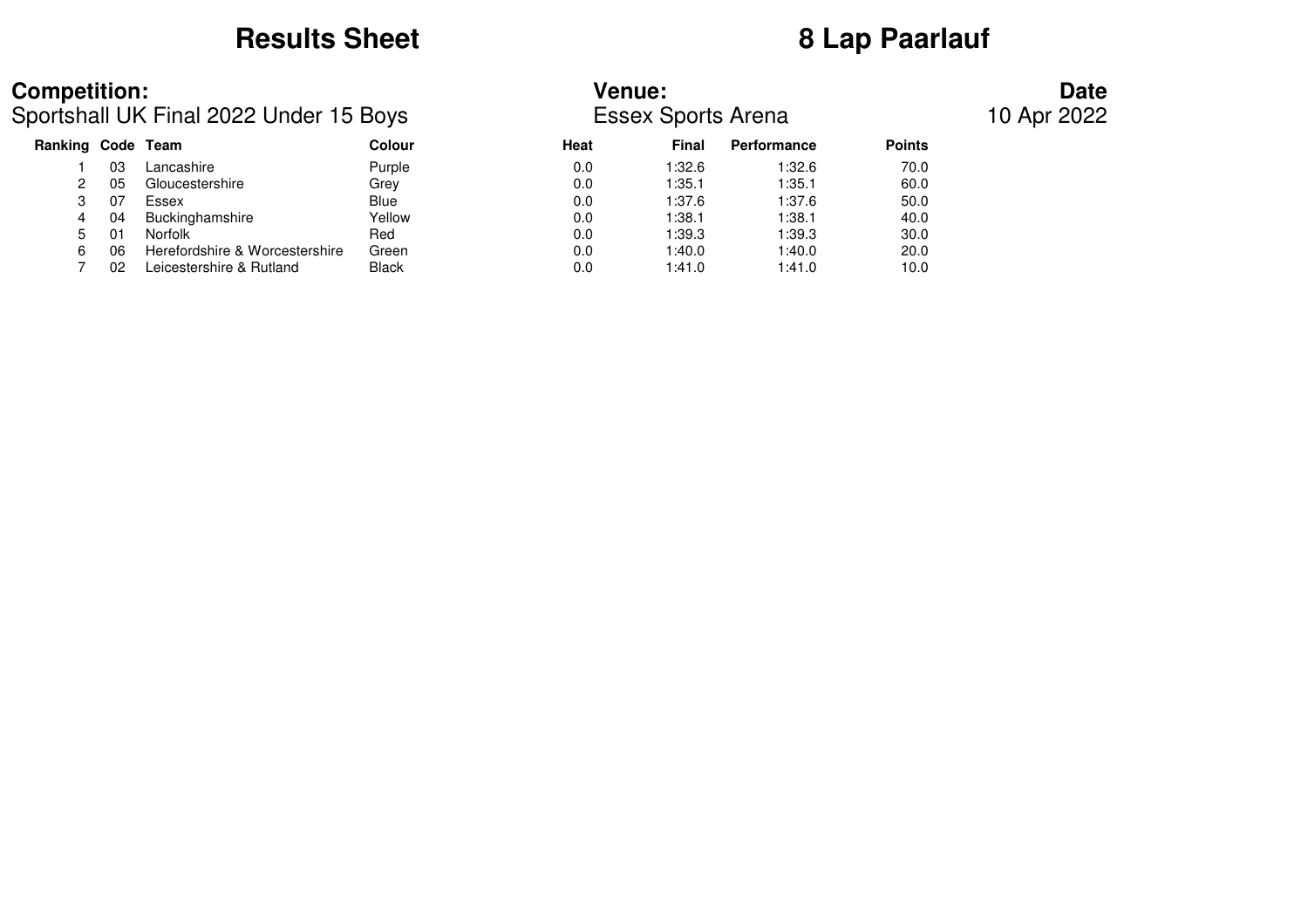# Results Sheet

# 8 Lap Paarlauf

**Competition:**
Sportshall UK Final 2022 Under 15 Boys

**Venue:**
Essex Sports Arena

**Date**
10 Apr 2022

| Ranking | Code | Team | Colour | Heat | Final | Performance | Points |
|---|---|---|---|---|---|---|---|
| 1 | 03 | Lancashire | Purple | 0.0 | 1:32.6 | 1:32.6 | 70.0 |
| 2 | 05 | Gloucestershire | Grey | 0.0 | 1:35.1 | 1:35.1 | 60.0 |
| 3 | 07 | Essex | Blue | 0.0 | 1:37.6 | 1:37.6 | 50.0 |
| 4 | 04 | Buckinghamshire | Yellow | 0.0 | 1:38.1 | 1:38.1 | 40.0 |
| 5 | 01 | Norfolk | Red | 0.0 | 1:39.3 | 1:39.3 | 30.0 |
| 6 | 06 | Herefordshire & Worcestershire | Green | 0.0 | 1:40.0 | 1:40.0 | 20.0 |
| 7 | 02 | Leicestershire & Rutland | Black | 0.0 | 1:41.0 | 1:41.0 | 10.0 |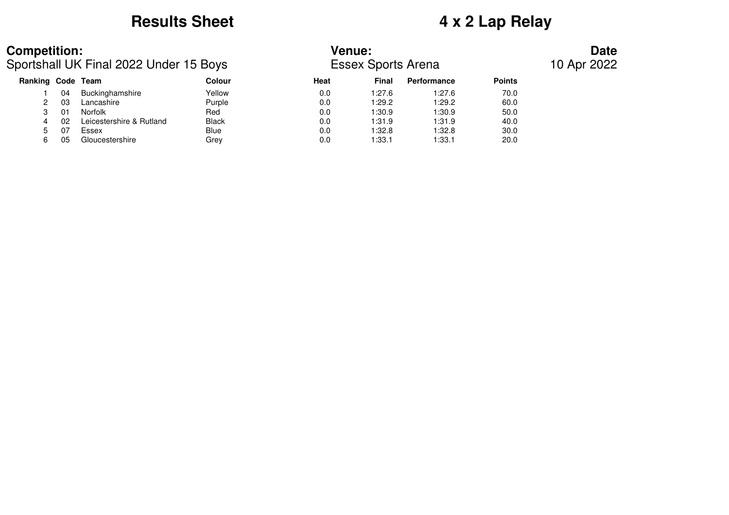# Results Sheet

# 4 x 2 Lap Relay

**Competition:**
Sportshall UK Final 2022 Under 15 Boys

**Venue:**
Essex Sports Arena

**Date**
10 Apr 2022

| Ranking | Code | Team | Colour | Heat | Final | Performance | Points |
|---|---|---|---|---|---|---|---|
| 1 | 04 | Buckinghamshire | Yellow | 0.0 | 1:27.6 | 1:27.6 | 70.0 |
| 2 | 03 | Lancashire | Purple | 0.0 | 1:29.2 | 1:29.2 | 60.0 |
| 3 | 01 | Norfolk | Red | 0.0 | 1:30.9 | 1:30.9 | 50.0 |
| 4 | 02 | Leicestershire & Rutland | Black | 0.0 | 1:31.9 | 1:31.9 | 40.0 |
| 5 | 07 | Essex | Blue | 0.0 | 1:32.8 | 1:32.8 | 30.0 |
| 6 | 05 | Gloucestershire | Grey | 0.0 | 1:33.1 | 1:33.1 | 20.0 |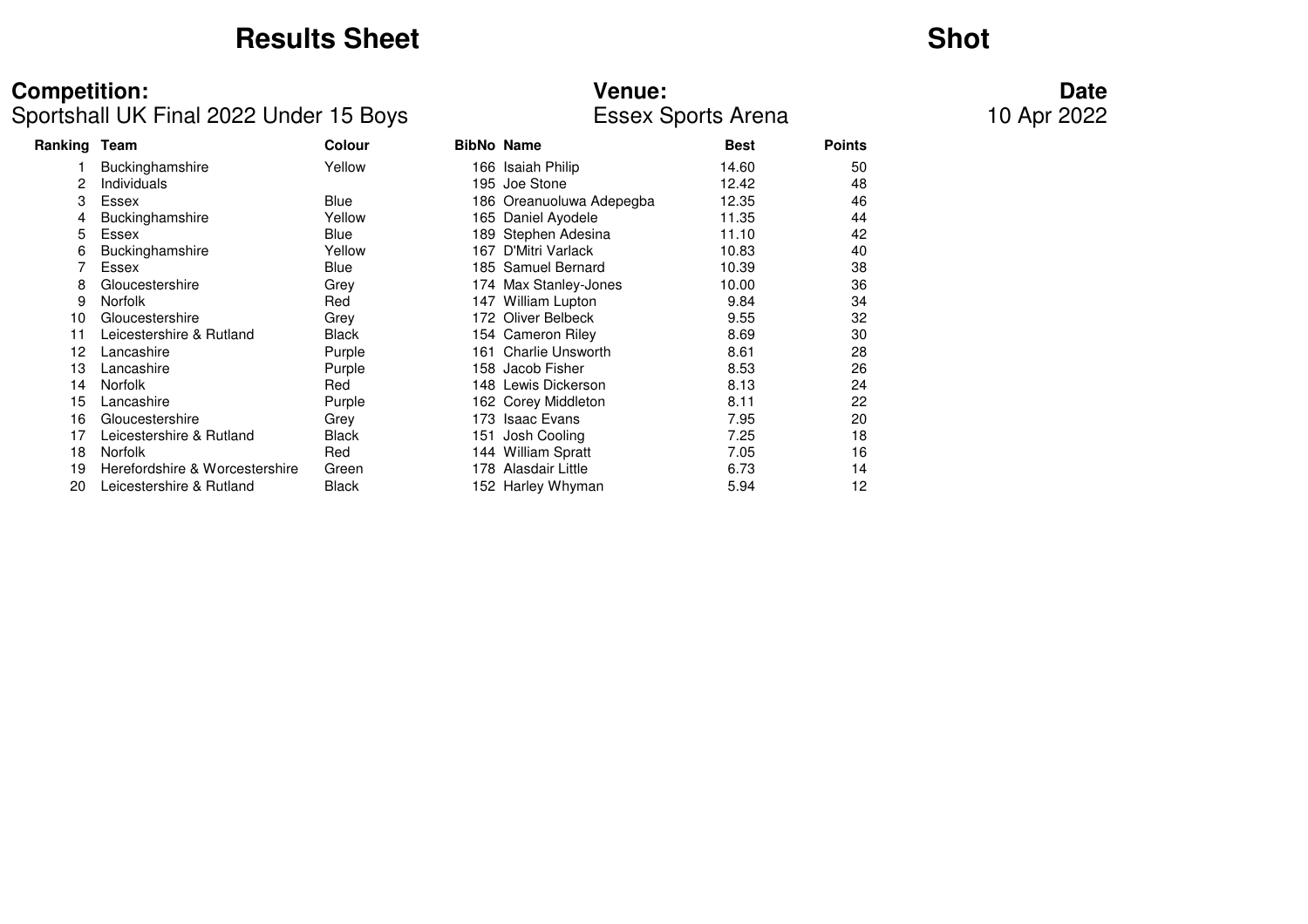# Results Sheet

# Shot

**Competition:**
Sportshall UK Final 2022 Under 15 Boys

**Venue:**
Essex Sports Arena

**Date**
10 Apr 2022

| Ranking | Team | Colour | BibNo | Name | Best | Points |
|---|---|---|---|---|---|---|
| 1 | Buckinghamshire | Yellow | 166 | Isaiah Philip | 14.60 | 50 |
| 2 | Individuals | | 195 | Joe Stone | 12.42 | 48 |
| 3 | Essex | Blue | 186 | Oreanuoluwa Adepegba | 12.35 | 46 |
| 4 | Buckinghamshire | Yellow | 165 | Daniel Ayodele | 11.35 | 44 |
| 5 | Essex | Blue | 189 | Stephen Adesina | 11.10 | 42 |
| 6 | Buckinghamshire | Yellow | 167 | D'Mitri Varlack | 10.83 | 40 |
| 7 | Essex | Blue | 185 | Samuel Bernard | 10.39 | 38 |
| 8 | Gloucestershire | Grey | 174 | Max Stanley-Jones | 10.00 | 36 |
| 9 | Norfolk | Red | 147 | William Lupton | 9.84 | 34 |
| 10 | Gloucestershire | Grey | 172 | Oliver Belbeck | 9.55 | 32 |
| 11 | Leicestershire & Rutland | Black | 154 | Cameron Riley | 8.69 | 30 |
| 12 | Lancashire | Purple | 161 | Charlie Unsworth | 8.61 | 28 |
| 13 | Lancashire | Purple | 158 | Jacob Fisher | 8.53 | 26 |
| 14 | Norfolk | Red | 148 | Lewis Dickerson | 8.13 | 24 |
| 15 | Lancashire | Purple | 162 | Corey Middleton | 8.11 | 22 |
| 16 | Gloucestershire | Grey | 173 | Isaac Evans | 7.95 | 20 |
| 17 | Leicestershire & Rutland | Black | 151 | Josh Cooling | 7.25 | 18 |
| 18 | Norfolk | Red | 144 | William Spratt | 7.05 | 16 |
| 19 | Herefordshire & Worcestershire | Green | 178 | Alasdair Little | 6.73 | 14 |
| 20 | Leicestershire & Rutland | Black | 152 | Harley Whyman | 5.94 | 12 |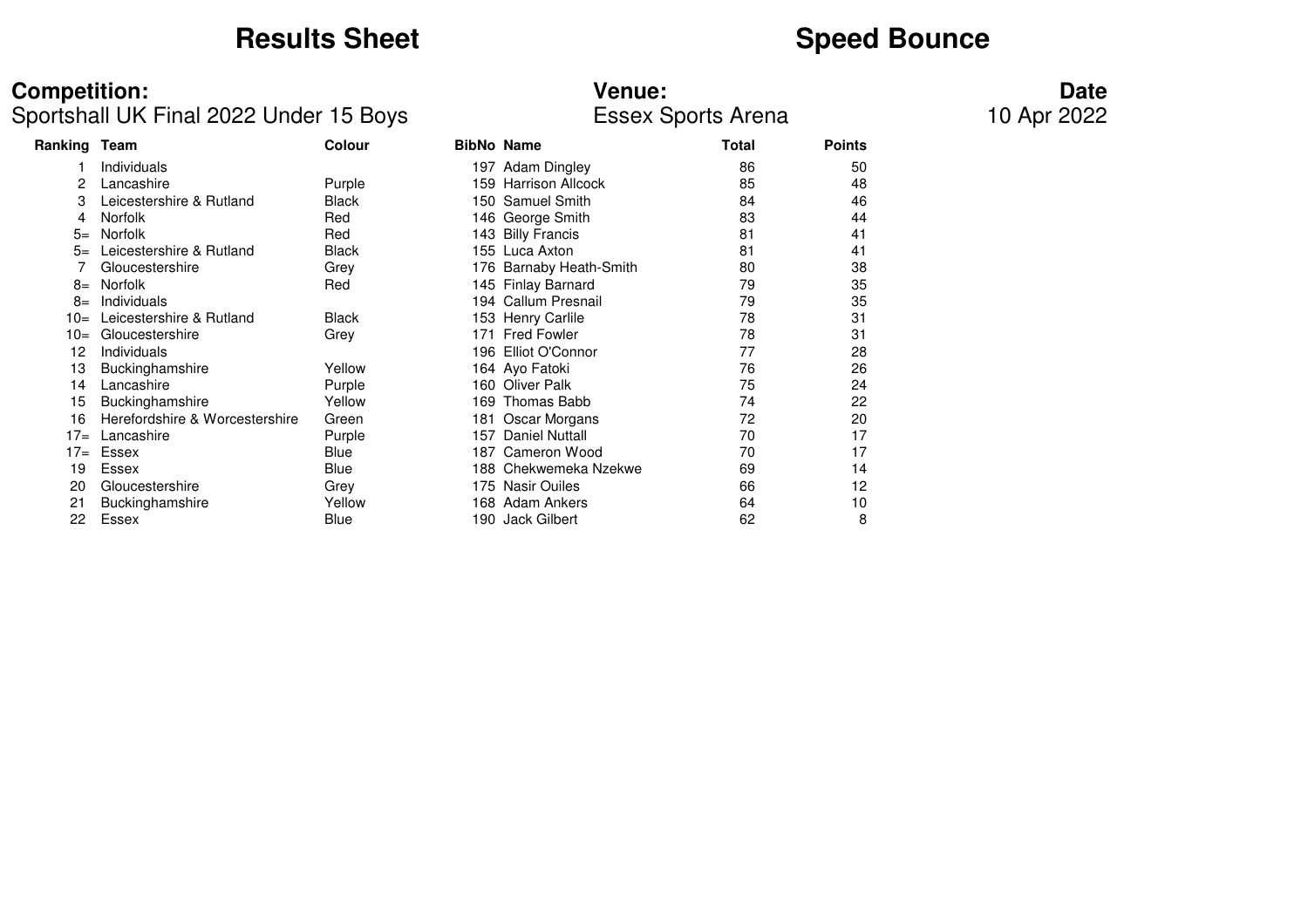# Results Sheet

# Speed Bounce

**Competition:**
Sportshall UK Final 2022 Under 15 Boys

**Venue:**
Essex Sports Arena

**Date**
10 Apr 2022

| Ranking | Team | Colour | BibNo | Name | Total | Points |
|---|---|---|---|---|---|---|
| 1 | Individuals | | 197 | Adam Dingley | 86 | 50 |
| 2 | Lancashire | Purple | 159 | Harrison Allcock | 85 | 48 |
| 3 | Leicestershire & Rutland | Black | 150 | Samuel Smith | 84 | 46 |
| 4 | Norfolk | Red | 146 | George Smith | 83 | 44 |
| 5= | Norfolk | Red | 143 | Billy Francis | 81 | 41 |
| 5= | Leicestershire & Rutland | Black | 155 | Luca Axton | 81 | 41 |
| 7 | Gloucestershire | Grey | 176 | Barnaby Heath-Smith | 80 | 38 |
| 8= | Norfolk | Red | 145 | Finlay Barnard | 79 | 35 |
| 8= | Individuals | | 194 | Callum Presnail | 79 | 35 |
| 10= | Leicestershire & Rutland | Black | 153 | Henry Carlile | 78 | 31 |
| 10= | Gloucestershire | Grey | 171 | Fred Fowler | 78 | 31 |
| 12 | Individuals | | 196 | Elliot O'Connor | 77 | 28 |
| 13 | Buckinghamshire | Yellow | 164 | Ayo Fatoki | 76 | 26 |
| 14 | Lancashire | Purple | 160 | Oliver Palk | 75 | 24 |
| 15 | Buckinghamshire | Yellow | 169 | Thomas Babb | 74 | 22 |
| 16 | Herefordshire & Worcestershire | Green | 181 | Oscar Morgans | 72 | 20 |
| 17= | Lancashire | Purple | 157 | Daniel Nuttall | 70 | 17 |
| 17= | Essex | Blue | 187 | Cameron Wood | 70 | 17 |
| 19 | Essex | Blue | 188 | Chekwemeka Nzekwe | 69 | 14 |
| 20 | Gloucestershire | Grey | 175 | Nasir Ouiles | 66 | 12 |
| 21 | Buckinghamshire | Yellow | 168 | Adam Ankers | 64 | 10 |
| 22 | Essex | Blue | 190 | Jack Gilbert | 62 | 8 |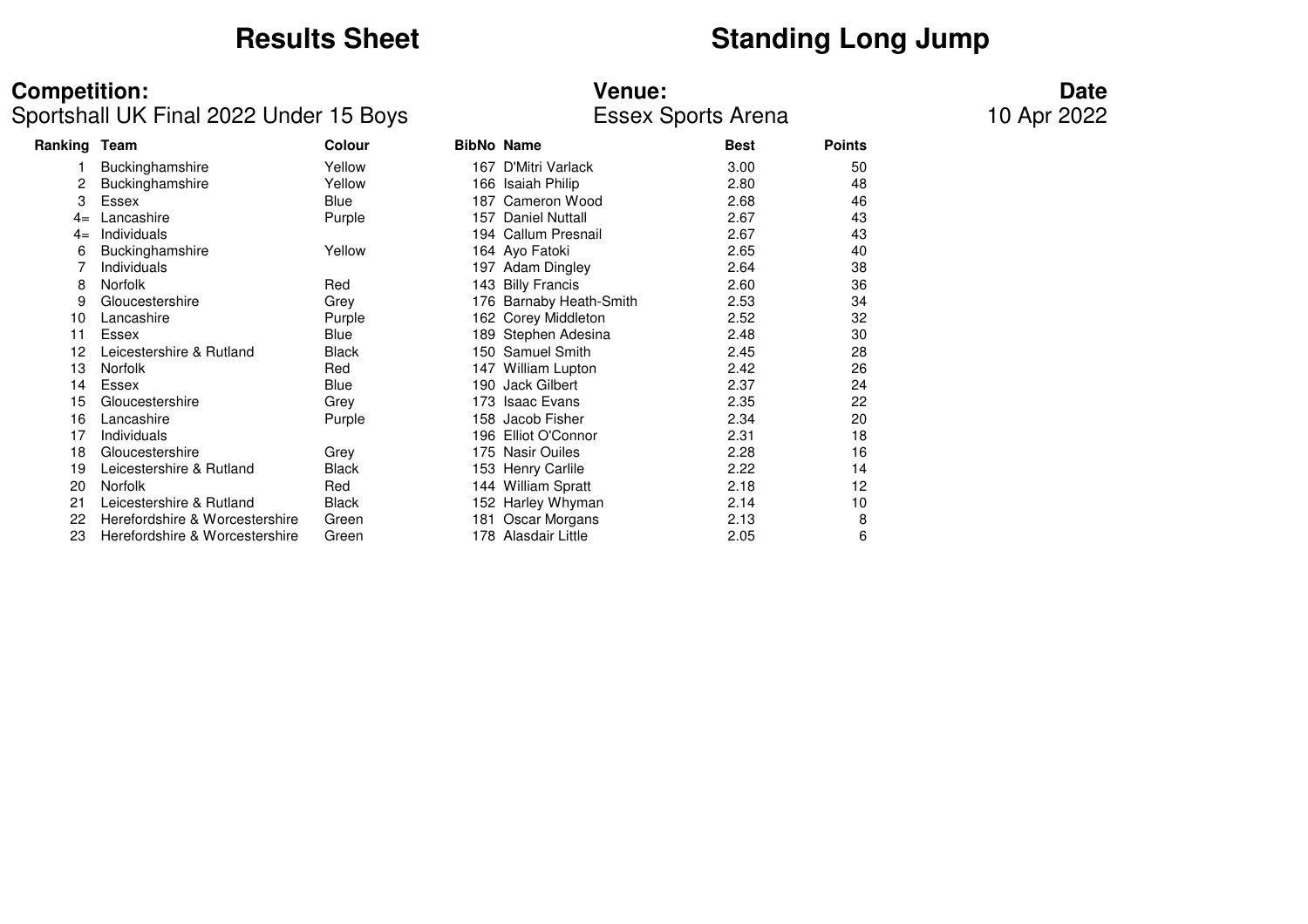# Results Sheet

# Standing Long Jump

**Competition:**
Sportshall UK Final 2022 Under 15 Boys

**Venue:**
Essex Sports Arena

**Date**
10 Apr 2022

| Ranking | Team | Colour | BibNo | Name | Best | Points |
|---|---|---|---|---|---|---|
| 1 | Buckinghamshire | Yellow | 167 | D'Mitri Varlack | 3.00 | 50 |
| 2 | Buckinghamshire | Yellow | 166 | Isaiah Philip | 2.80 | 48 |
| 3 | Essex | Blue | 187 | Cameron Wood | 2.68 | 46 |
| 4= | Lancashire | Purple | 157 | Daniel Nuttall | 2.67 | 43 |
| 4= | Individuals | | 194 | Callum Presnail | 2.67 | 43 |
| 6 | Buckinghamshire | Yellow | 164 | Ayo Fatoki | 2.65 | 40 |
| 7 | Individuals | | 197 | Adam Dingley | 2.64 | 38 |
| 8 | Norfolk | Red | 143 | Billy Francis | 2.60 | 36 |
| 9 | Gloucestershire | Grey | 176 | Barnaby Heath-Smith | 2.53 | 34 |
| 10 | Lancashire | Purple | 162 | Corey Middleton | 2.52 | 32 |
| 11 | Essex | Blue | 189 | Stephen Adesina | 2.48 | 30 |
| 12 | Leicestershire & Rutland | Black | 150 | Samuel Smith | 2.45 | 28 |
| 13 | Norfolk | Red | 147 | William Lupton | 2.42 | 26 |
| 14 | Essex | Blue | 190 | Jack Gilbert | 2.37 | 24 |
| 15 | Gloucestershire | Grey | 173 | Isaac Evans | 2.35 | 22 |
| 16 | Lancashire | Purple | 158 | Jacob Fisher | 2.34 | 20 |
| 17 | Individuals | | 196 | Elliot O'Connor | 2.31 | 18 |
| 18 | Gloucestershire | Grey | 175 | Nasir Ouiles | 2.28 | 16 |
| 19 | Leicestershire & Rutland | Black | 153 | Henry Carlile | 2.22 | 14 |
| 20 | Norfolk | Red | 144 | William Spratt | 2.18 | 12 |
| 21 | Leicestershire & Rutland | Black | 152 | Harley Whyman | 2.14 | 10 |
| 22 | Herefordshire & Worcestershire | Green | 181 | Oscar Morgans | 2.13 | 8 |
| 23 | Herefordshire & Worcestershire | Green | 178 | Alasdair Little | 2.05 | 6 |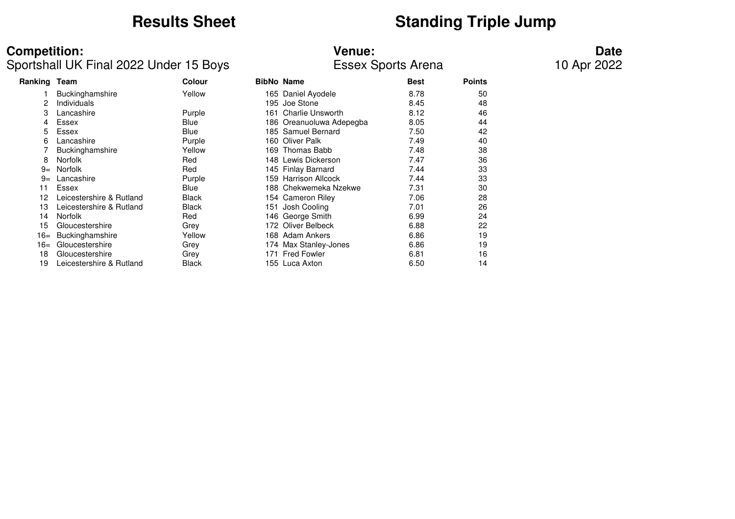# Results Sheet

# Standing Triple Jump

**Competition:**
Sportshall UK Final 2022 Under 15 Boys

**Venue:**
Essex Sports Arena

**Date**
10 Apr 2022

| Ranking | Team | Colour | BibNo | Name | Best | Points |
|---|---|---|---|---|---|---|
| 1 | Buckinghamshire | Yellow | 165 | Daniel Ayodele | 8.78 | 50 |
| 2 | Individuals | | 195 | Joe Stone | 8.45 | 48 |
| 3 | Lancashire | Purple | 161 | Charlie Unsworth | 8.12 | 46 |
| 4 | Essex | Blue | 186 | Oreanuoluwa Adepegba | 8.05 | 44 |
| 5 | Essex | Blue | 185 | Samuel Bernard | 7.50 | 42 |
| 6 | Lancashire | Purple | 160 | Oliver Palk | 7.49 | 40 |
| 7 | Buckinghamshire | Yellow | 169 | Thomas Babb | 7.48 | 38 |
| 8 | Norfolk | Red | 148 | Lewis Dickerson | 7.47 | 36 |
| 9= | Norfolk | Red | 145 | Finlay Barnard | 7.44 | 33 |
| 9= | Lancashire | Purple | 159 | Harrison Allcock | 7.44 | 33 |
| 11 | Essex | Blue | 188 | Chekwemeka Nzekwe | 7.31 | 30 |
| 12 | Leicestershire & Rutland | Black | 154 | Cameron Riley | 7.06 | 28 |
| 13 | Leicestershire & Rutland | Black | 151 | Josh Cooling | 7.01 | 26 |
| 14 | Norfolk | Red | 146 | George Smith | 6.99 | 24 |
| 15 | Gloucestershire | Grey | 172 | Oliver Belbeck | 6.88 | 22 |
| 16= | Buckinghamshire | Yellow | 168 | Adam Ankers | 6.86 | 19 |
| 16= | Gloucestershire | Grey | 174 | Max Stanley-Jones | 6.86 | 19 |
| 18 | Gloucestershire | Grey | 171 | Fred Fowler | 6.81 | 16 |
| 19 | Leicestershire & Rutland | Black | 155 | Luca Axton | 6.50 | 14 |